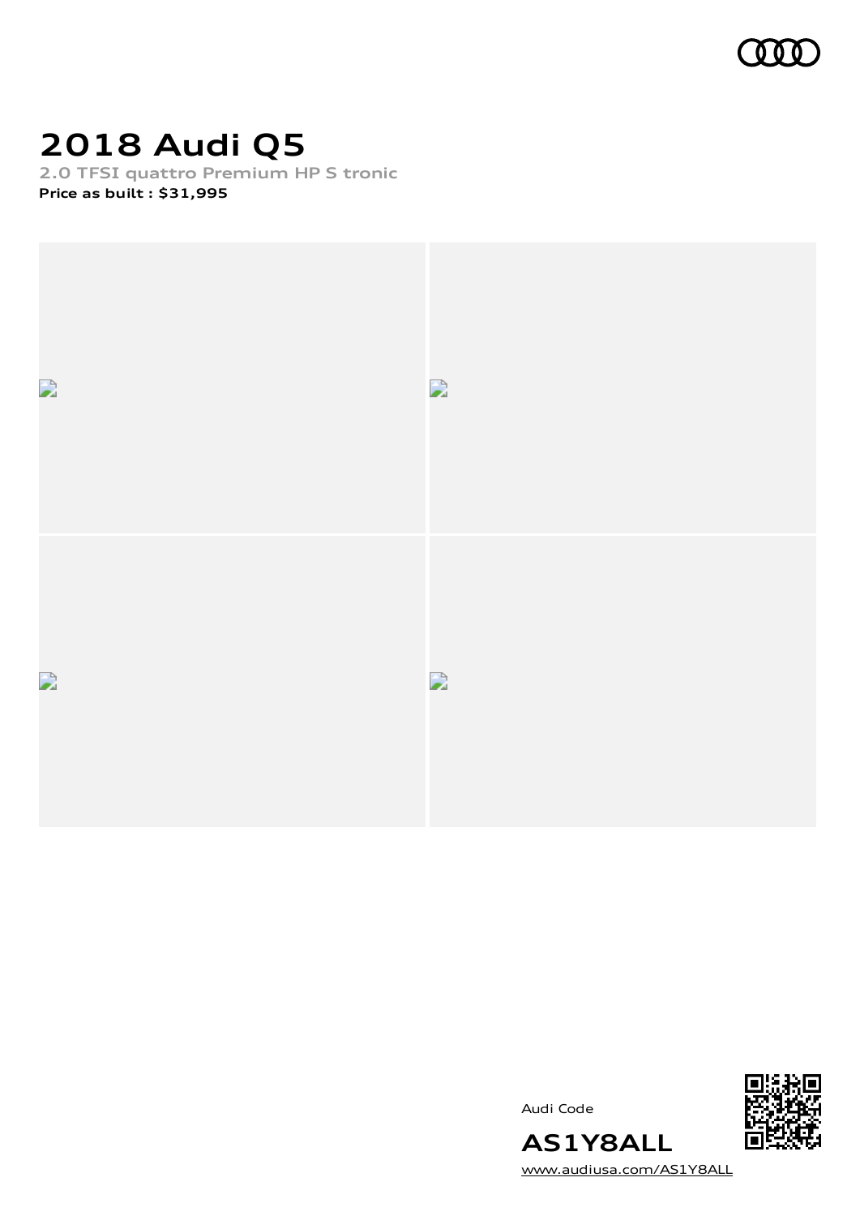# 2018 Audi Q5

**2.0 TFSI quattro Premium HP S tronic**

**Price as built : $31,995**

Audi Code

**AS1Y8ALL**

www.audiusa.com/AS1Y8ALL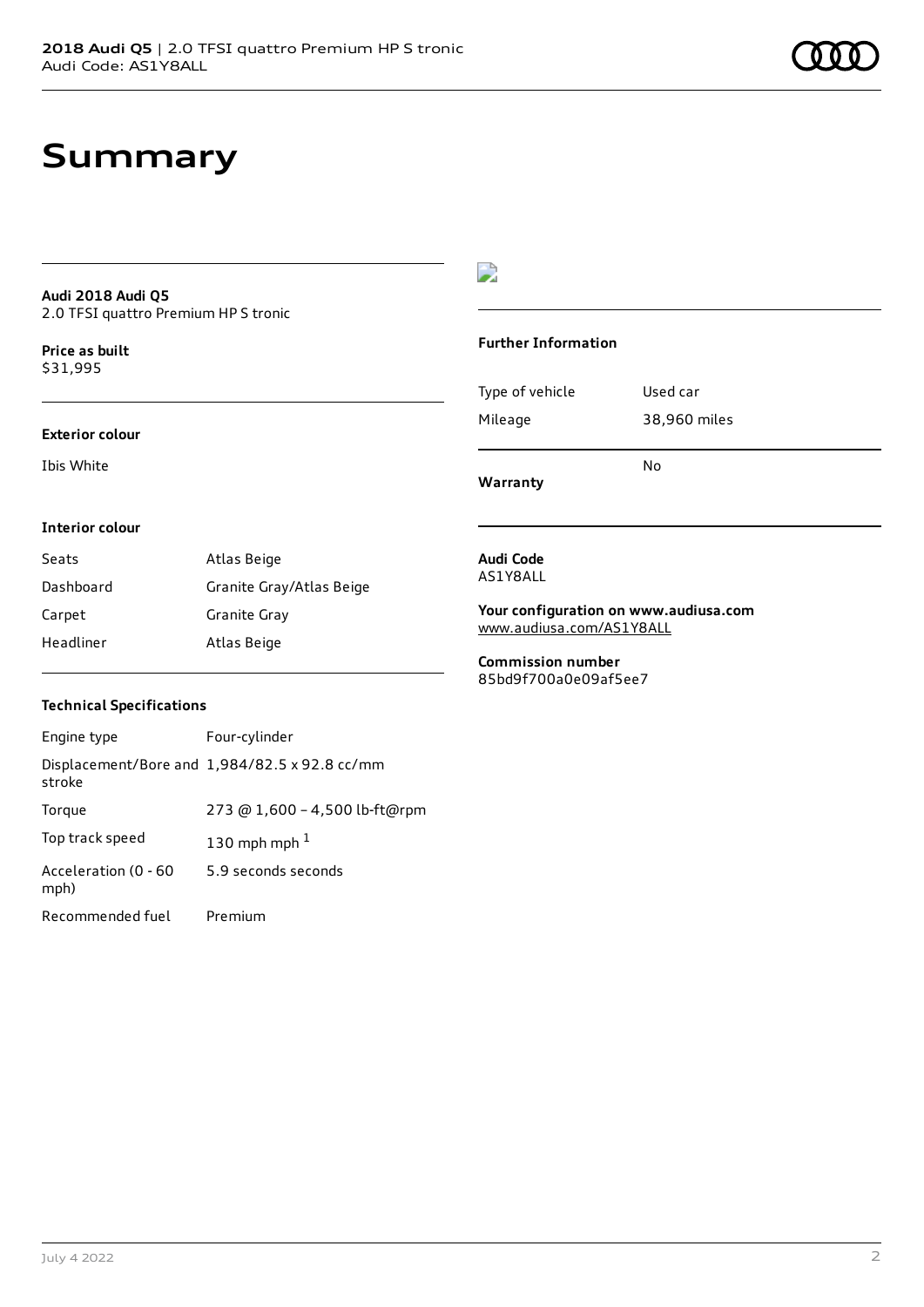# Summary

**Audi 2018 Audi Q5**
2.0 TFSI quattro Premium HP S tronic

**Price as built**
$31,995

### Exterior colour

Ibis White

### Interior colour

| | |
|---|---|
| Seats | Atlas Beige |
| Dashboard | Granite Gray/Atlas Beige |
| Carpet | Granite Gray |
| Headliner | Atlas Beige |

### Technical Specifications

| | |
|---|---|
| Engine type | Four-cylinder |
| Displacement/Bore and stroke | 1,984/82.5 x 92.8 cc/mm |
| Torque | 273 @ 1,600 – 4,500 lb-ft@rpm |
| Top track speed | 130 mph mph [1] |
| Acceleration (0 - 60 mph) | 5.9 seconds seconds |
| Recommended fuel | Premium |

### Further Information

| | |
|---|---|
| Type of vehicle | Used car |
| Mileage | 38,960 miles |
| Warranty | No |

**Audi Code**
AS1Y8ALL

**Your configuration on www.audiusa.com**
www.audiusa.com/AS1Y8ALL

**Commission number**
85bd9f700a0e09af5ee7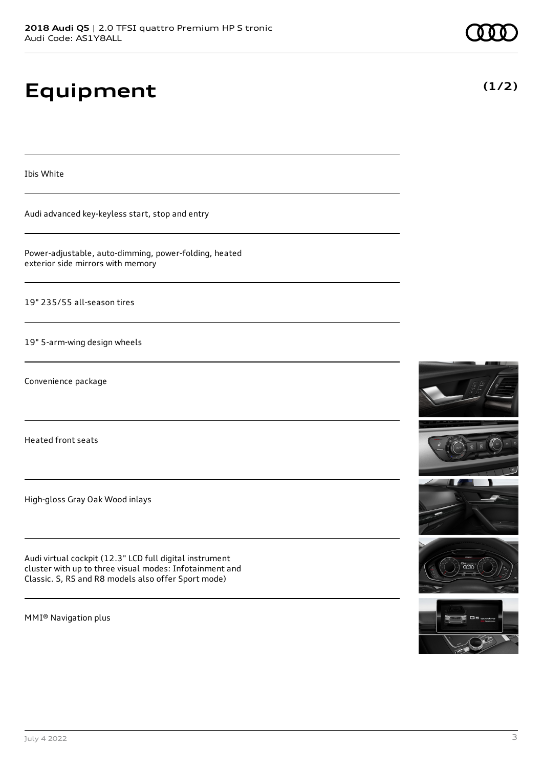# Equipment

**(1/2)**

Ibis White

Audi advanced key-keyless start, stop and entry

Power-adjustable, auto-dimming, power-folding, heated exterior side mirrors with memory

19" 235/55 all-season tires

19" 5-arm-wing design wheels

Convenience package

Heated front seats

High-gloss Gray Oak Wood inlays

Audi virtual cockpit (12.3" LCD full digital instrument cluster with up to three visual modes: Infotainment and Classic. S, RS and R8 models also offer Sport mode)

MMI® Navigation plus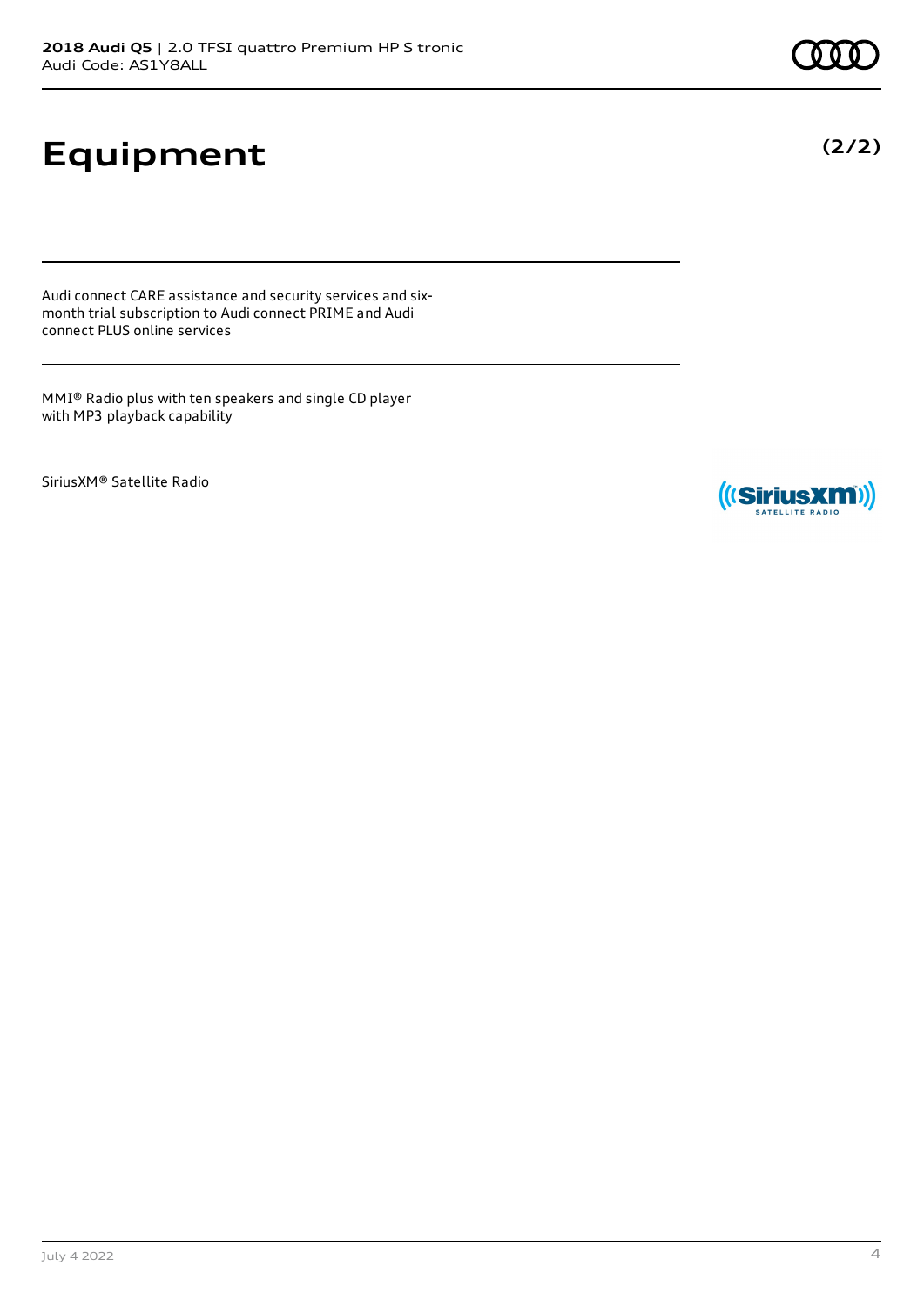# Equipment

**(2/2)**

Audi connect CARE assistance and security services and six-month trial subscription to Audi connect PRIME and Audi connect PLUS online services

MMI® Radio plus with ten speakers and single CD player with MP3 playback capability

SiriusXM® Satellite Radio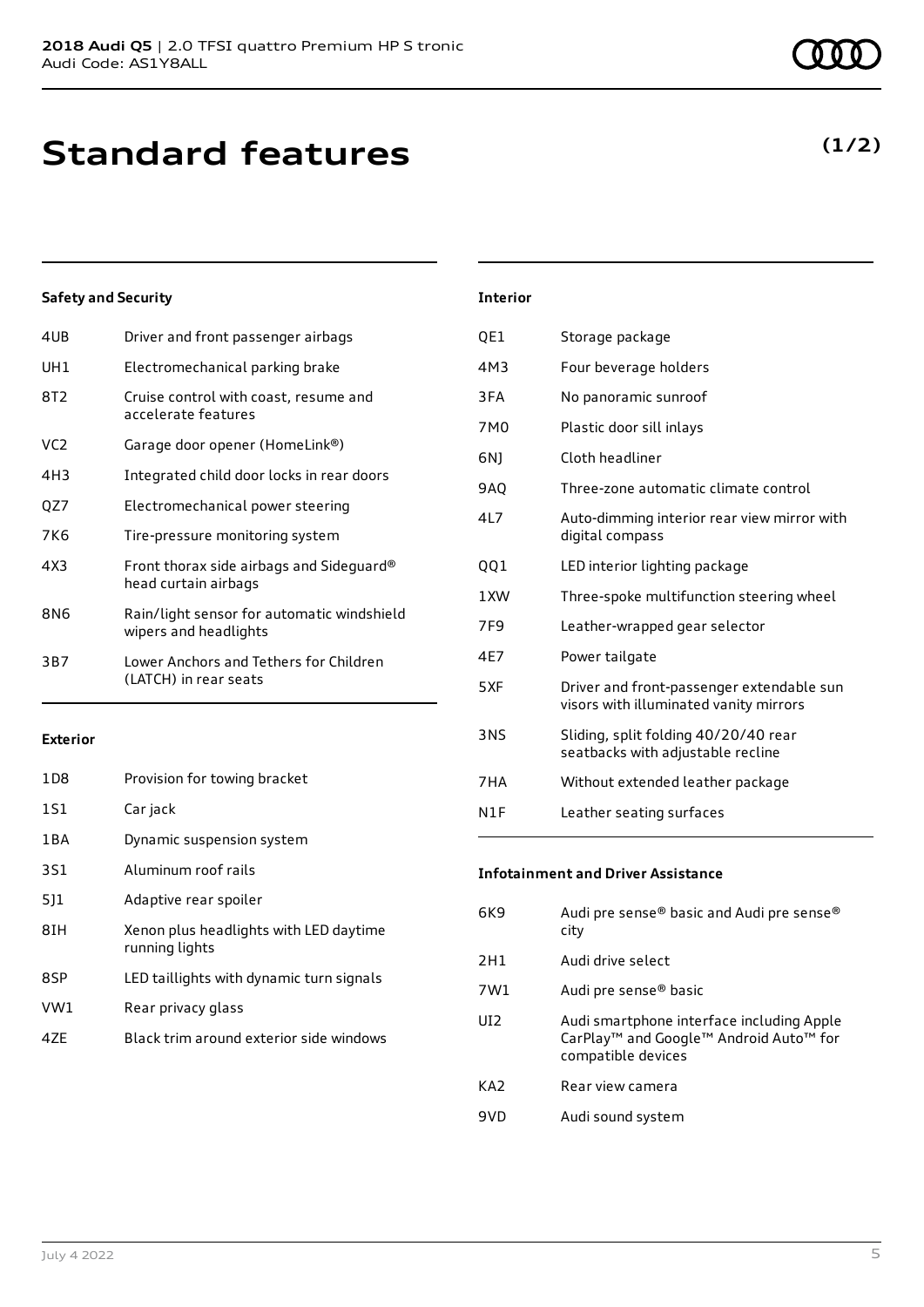# Standard features

**(1/2)**

### Safety and Security

| | |
|---|---|
| 4UB | Driver and front passenger airbags |
| UH1 | Electromechanical parking brake |
| 8T2 | Cruise control with coast, resume and accelerate features |
| VC2 | Garage door opener (HomeLink®) |
| 4H3 | Integrated child door locks in rear doors |
| QZ7 | Electromechanical power steering |
| 7K6 | Tire-pressure monitoring system |
| 4X3 | Front thorax side airbags and Sideguard® head curtain airbags |
| 8N6 | Rain/light sensor for automatic windshield wipers and headlights |
| 3B7 | Lower Anchors and Tethers for Children (LATCH) in rear seats |

### Exterior

| | |
|---|---|
| 1D8 | Provision for towing bracket |
| 1S1 | Car jack |
| 1BA | Dynamic suspension system |
| 3S1 | Aluminum roof rails |
| 5J1 | Adaptive rear spoiler |
| 8IH | Xenon plus headlights with LED daytime running lights |
| 8SP | LED taillights with dynamic turn signals |
| VW1 | Rear privacy glass |
| 4ZE | Black trim around exterior side windows |

### Interior

| | |
|---|---|
| QE1 | Storage package |
| 4M3 | Four beverage holders |
| 3FA | No panoramic sunroof |
| 7M0 | Plastic door sill inlays |
| 6NJ | Cloth headliner |
| 9AQ | Three-zone automatic climate control |
| 4L7 | Auto-dimming interior rear view mirror with digital compass |
| QQ1 | LED interior lighting package |
| 1XW | Three-spoke multifunction steering wheel |
| 7F9 | Leather-wrapped gear selector |
| 4E7 | Power tailgate |
| 5XF | Driver and front-passenger extendable sun visors with illuminated vanity mirrors |
| 3NS | Sliding, split folding 40/20/40 rear seatbacks with adjustable recline |
| 7HA | Without extended leather package |
| N1F | Leather seating surfaces |

### Infotainment and Driver Assistance

| | |
|---|---|
| 6K9 | Audi pre sense® basic and Audi pre sense® city |
| 2H1 | Audi drive select |
| 7W1 | Audi pre sense® basic |
| UI2 | Audi smartphone interface including Apple CarPlay™ and Google™ Android Auto™ for compatible devices |
| KA2 | Rear view camera |
| 9VD | Audi sound system |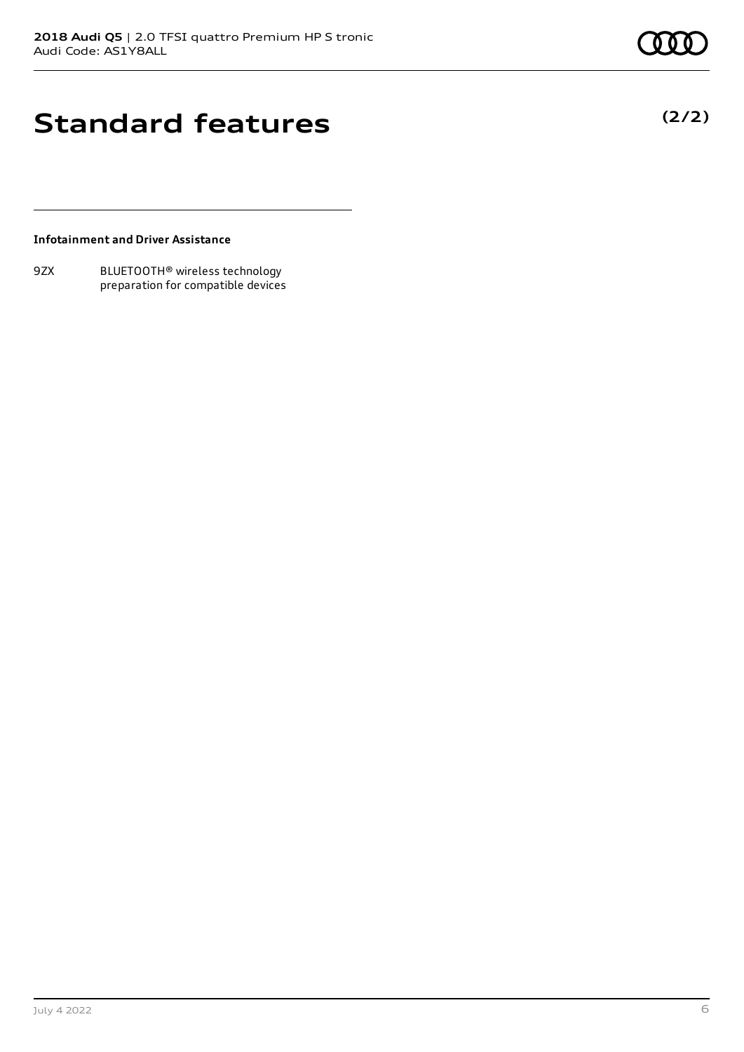# Standard features

**(2/2)**

**Infotainment and Driver Assistance**

| | |
|---|---|
| 9ZX | BLUETOOTH® wireless technology preparation for compatible devices |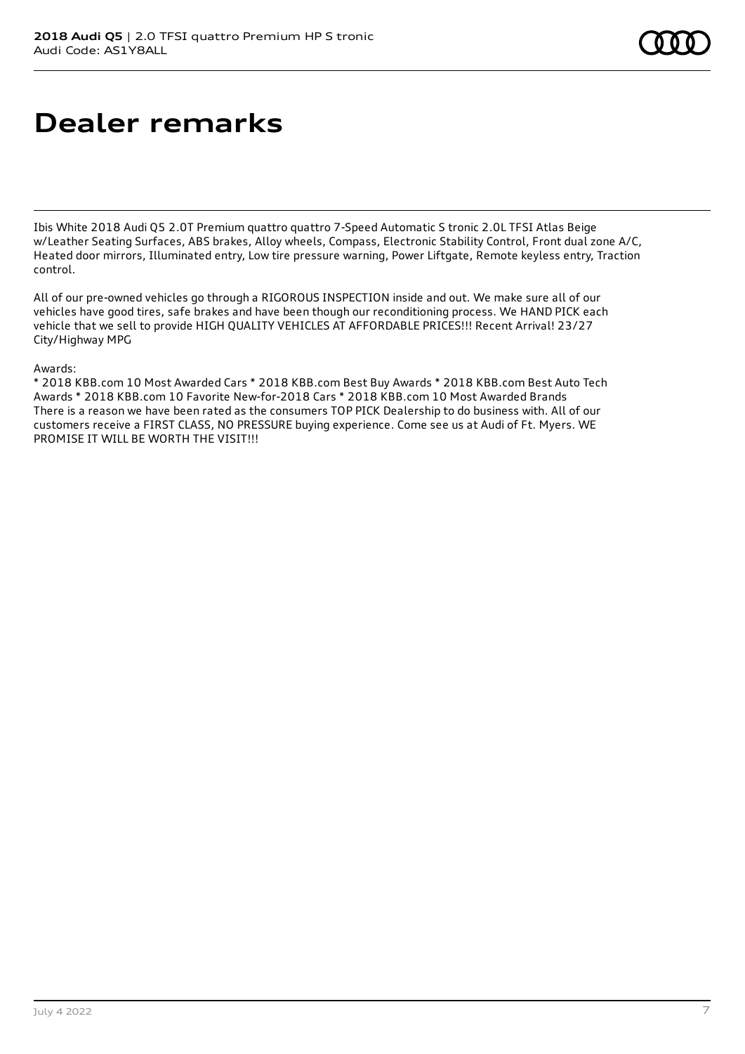# Dealer remarks

Ibis White 2018 Audi Q5 2.0T Premium quattro quattro 7-Speed Automatic S tronic 2.0L TFSI Atlas Beige w/Leather Seating Surfaces, ABS brakes, Alloy wheels, Compass, Electronic Stability Control, Front dual zone A/C, Heated door mirrors, Illuminated entry, Low tire pressure warning, Power Liftgate, Remote keyless entry, Traction control.

All of our pre-owned vehicles go through a RIGOROUS INSPECTION inside and out. We make sure all of our vehicles have good tires, safe brakes and have been though our reconditioning process. We HAND PICK each vehicle that we sell to provide HIGH QUALITY VEHICLES AT AFFORDABLE PRICES!!! Recent Arrival! 23/27 City/Highway MPG

Awards:
* 2018 KBB.com 10 Most Awarded Cars * 2018 KBB.com Best Buy Awards * 2018 KBB.com Best Auto Tech Awards * 2018 KBB.com 10 Favorite New-for-2018 Cars * 2018 KBB.com 10 Most Awarded Brands
There is a reason we have been rated as the consumers TOP PICK Dealership to do business with. All of our customers receive a FIRST CLASS, NO PRESSURE buying experience. Come see us at Audi of Ft. Myers. WE PROMISE IT WILL BE WORTH THE VISIT!!!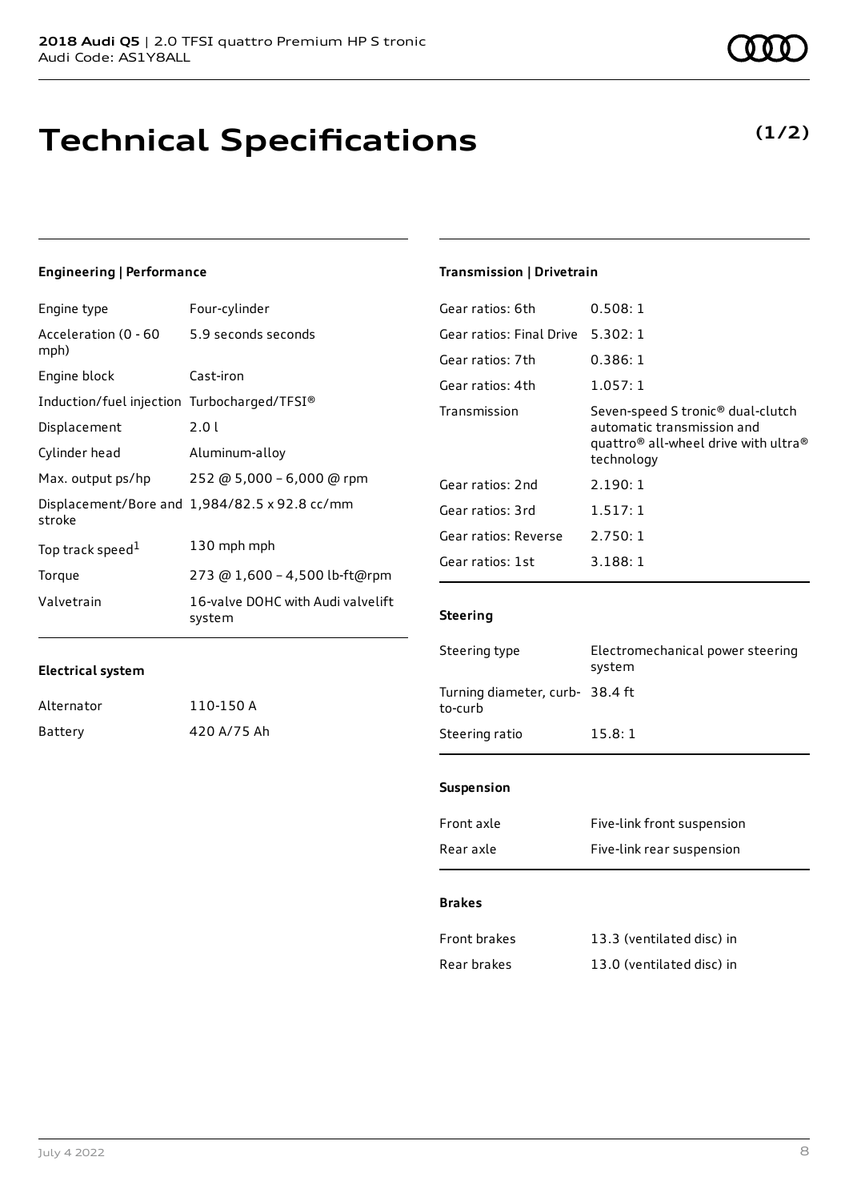# Technical Specifications

**(1/2)**

### Engineering | Performance

| | |
|---|---|
| Engine type | Four-cylinder |
| Acceleration (0 - 60 mph) | 5.9 seconds seconds |
| Engine block | Cast-iron |
| Induction/fuel injection | Turbocharged/TFSI® |
| Displacement | 2.0 l |
| Cylinder head | Aluminum-alloy |
| Max. output ps/hp | 252 @ 5,000 - 6,000 @ rpm |
| Displacement/Bore and stroke | 1,984/82.5 x 92.8 cc/mm |
| Top track speed[1] | 130 mph mph |
| Torque | 273 @ 1,600 - 4,500 lb-ft@rpm |
| Valvetrain | 16-valve DOHC with Audi valvelift system |

### Electrical system

| | |
|---|---|
| Alternator | 110-150 A |
| Battery | 420 A/75 Ah |

### Transmission | Drivetrain

| | |
|---|---|
| Gear ratios: 6th | 0.508: 1 |
| Gear ratios: Final Drive | 5.302: 1 |
| Gear ratios: 7th | 0.386: 1 |
| Gear ratios: 4th | 1.057: 1 |
| Transmission | Seven-speed S tronic® dual-clutch automatic transmission and quattro® all-wheel drive with ultra® technology |
| Gear ratios: 2nd | 2.190: 1 |
| Gear ratios: 3rd | 1.517: 1 |
| Gear ratios: Reverse | 2.750: 1 |
| Gear ratios: 1st | 3.188: 1 |

### Steering

| | |
|---|---|
| Steering type | Electromechanical power steering system |
| Turning diameter, curb-to-curb | 38.4 ft |
| Steering ratio | 15.8: 1 |

### Suspension

| | |
|---|---|
| Front axle | Five-link front suspension |
| Rear axle | Five-link rear suspension |

### Brakes

| | |
|---|---|
| Front brakes | 13.3 (ventilated disc) in |
| Rear brakes | 13.0 (ventilated disc) in |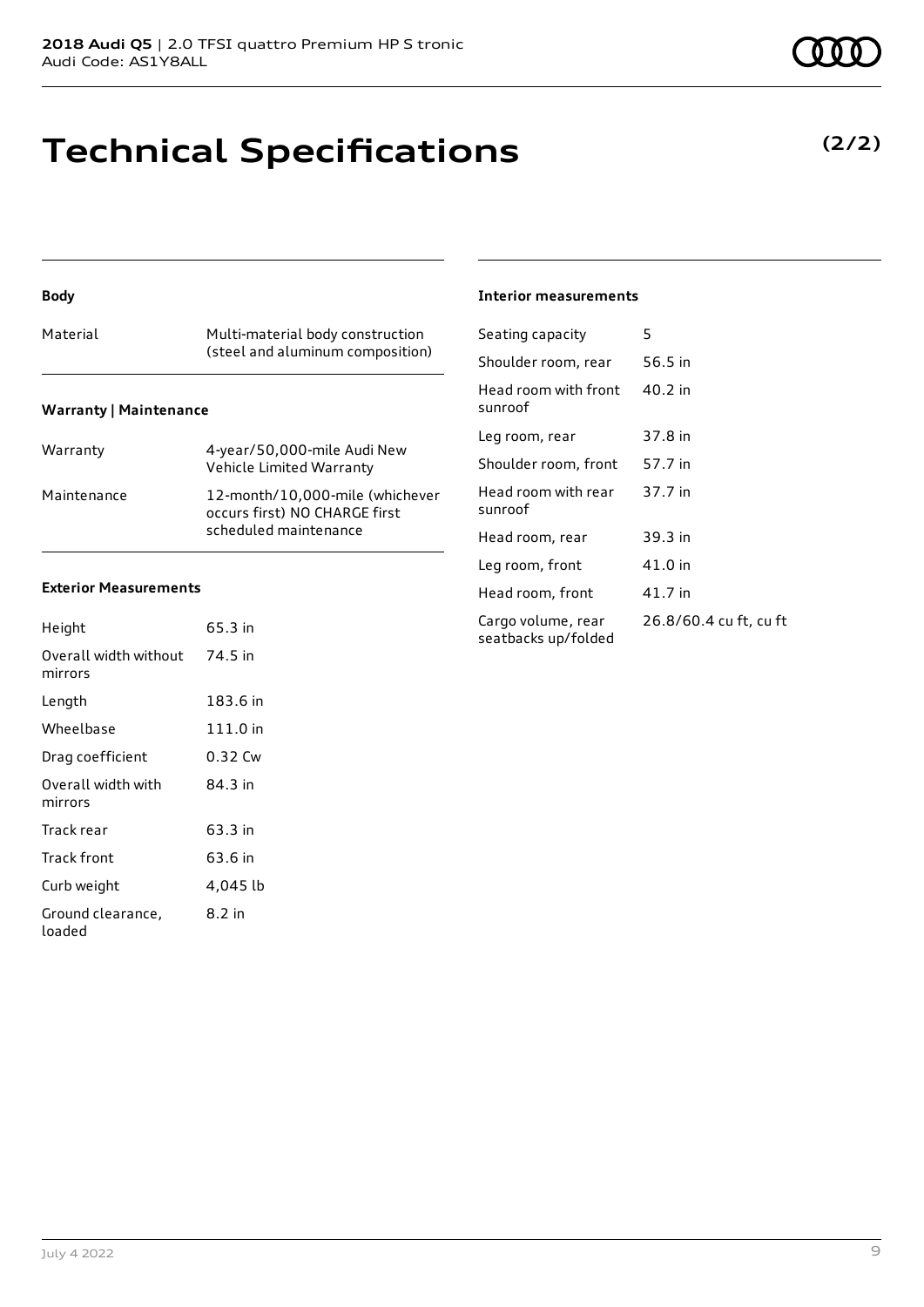# Technical Specifications

**(2/2)**

### Body

| | |
|---|---|
| Material | Multi-material body construction (steel and aluminum composition) |

### Warranty | Maintenance

| | |
|---|---|
| Warranty | 4-year/50,000-mile Audi New Vehicle Limited Warranty |
| Maintenance | 12-month/10,000-mile (whichever occurs first) NO CHARGE first scheduled maintenance |

### Exterior Measurements

| | |
|---|---|
| Height | 65.3 in |
| Overall width without mirrors | 74.5 in |
| Length | 183.6 in |
| Wheelbase | 111.0 in |
| Drag coefficient | 0.32 Cw |
| Overall width with mirrors | 84.3 in |
| Track rear | 63.3 in |
| Track front | 63.6 in |
| Curb weight | 4,045 lb |
| Ground clearance, loaded | 8.2 in |

### Interior measurements

| | |
|---|---|
| Seating capacity | 5 |
| Shoulder room, rear | 56.5 in |
| Head room with front sunroof | 40.2 in |
| Leg room, rear | 37.8 in |
| Shoulder room, front | 57.7 in |
| Head room with rear sunroof | 37.7 in |
| Head room, rear | 39.3 in |
| Leg room, front | 41.0 in |
| Head room, front | 41.7 in |
| Cargo volume, rear seatbacks up/folded | 26.8/60.4 cu ft, cu ft |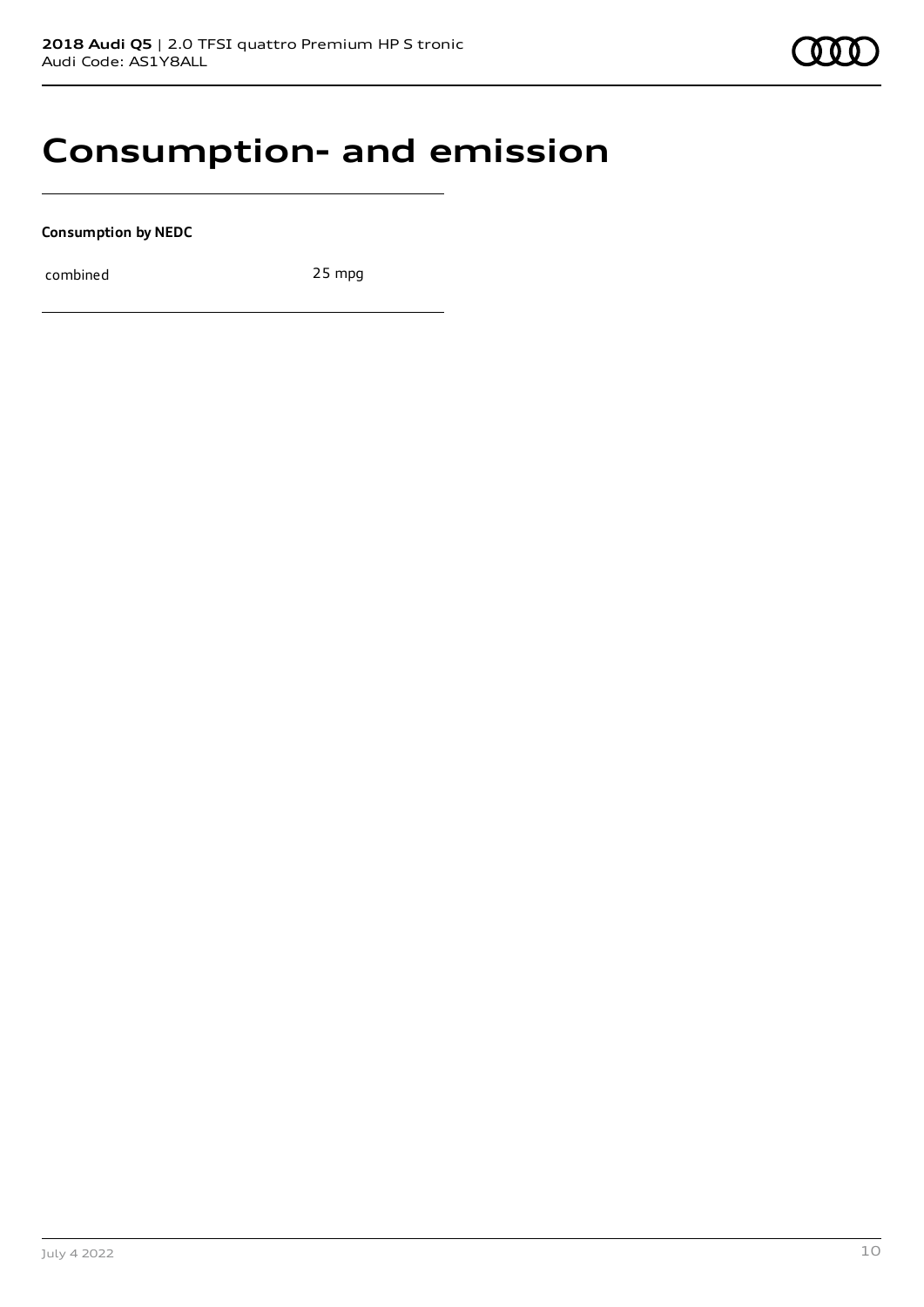# Consumption- and emission

**Consumption by NEDC**

| | |
|---|---|
| combined | 25 mpg |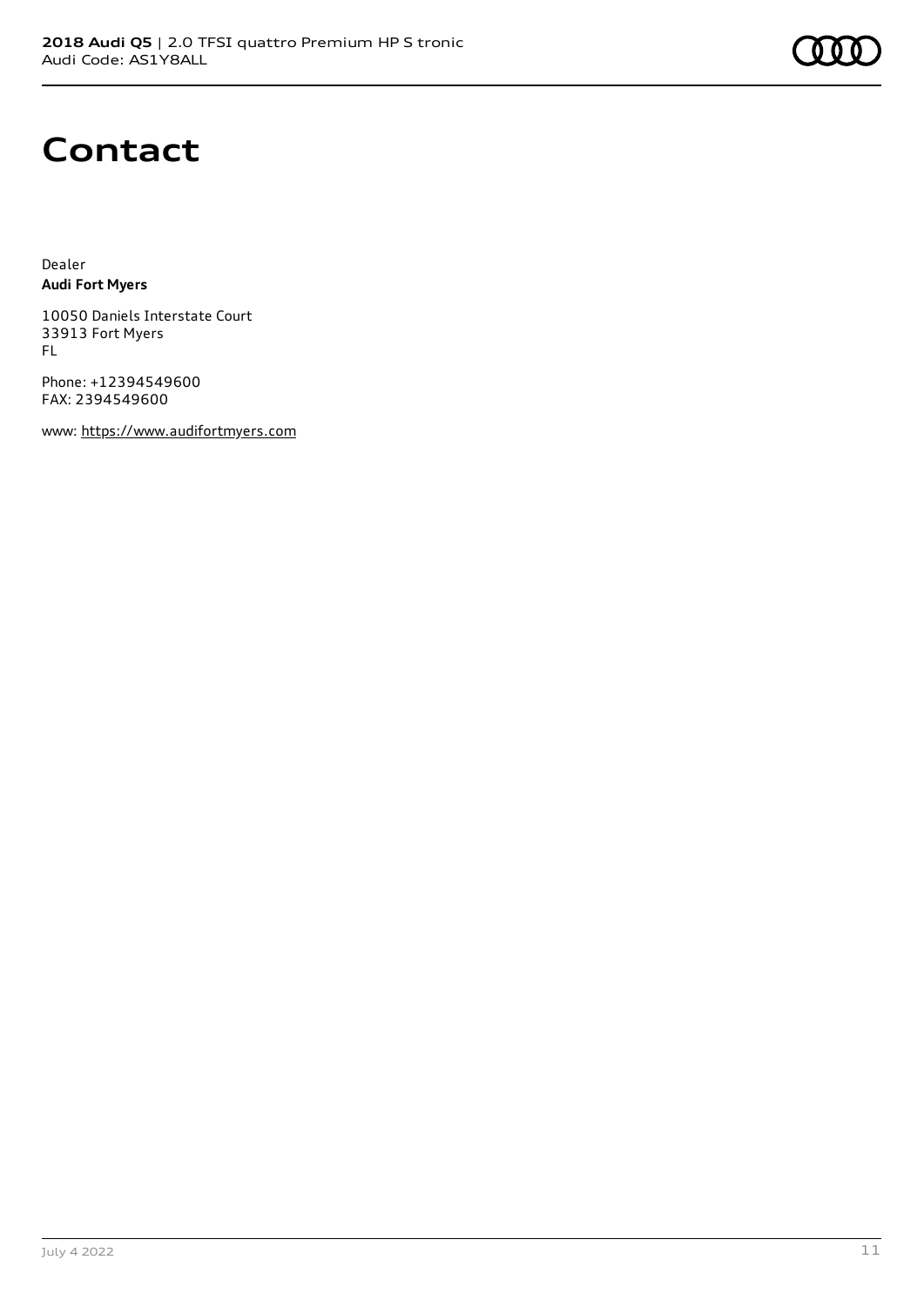# Contact

Dealer
**Audi Fort Myers**

10050 Daniels Interstate Court
33913 Fort Myers
FL

Phone: +12394549600
FAX: 2394549600

www: https://www.audifortmyers.com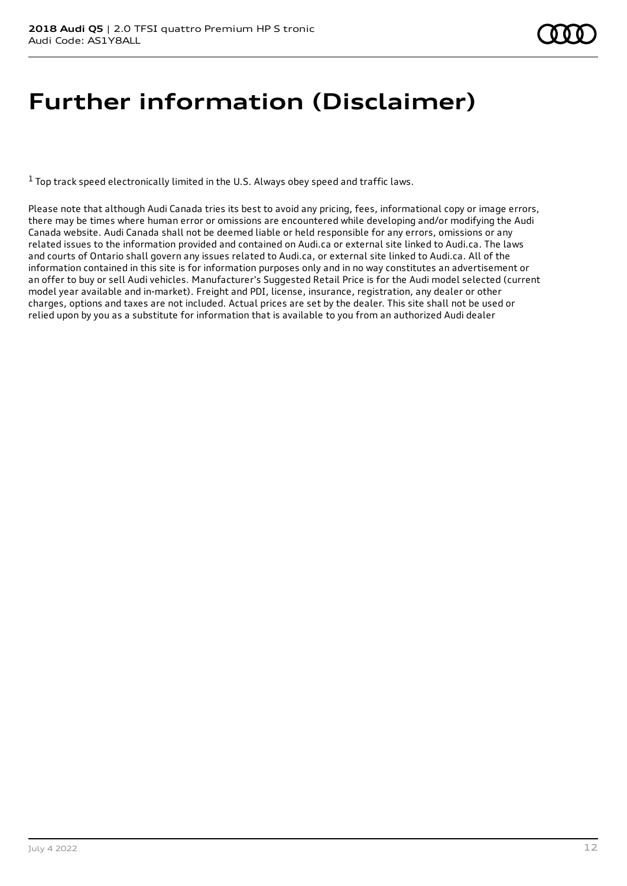# Further information (Disclaimer)

[1] Top track speed electronically limited in the U.S. Always obey speed and traffic laws.

Please note that although Audi Canada tries its best to avoid any pricing, fees, informational copy or image errors, there may be times where human error or omissions are encountered while developing and/or modifying the Audi Canada website. Audi Canada shall not be deemed liable or held responsible for any errors, omissions or any related issues to the information provided and contained on Audi.ca or external site linked to Audi.ca. The laws and courts of Ontario shall govern any issues related to Audi.ca, or external site linked to Audi.ca. All of the information contained in this site is for information purposes only and in no way constitutes an advertisement or an offer to buy or sell Audi vehicles. Manufacturer's Suggested Retail Price is for the Audi model selected (current model year available and in-market). Freight and PDI, license, insurance, registration, any dealer or other charges, options and taxes are not included. Actual prices are set by the dealer. This site shall not be used or relied upon by you as a substitute for information that is available to you from an authorized Audi dealer